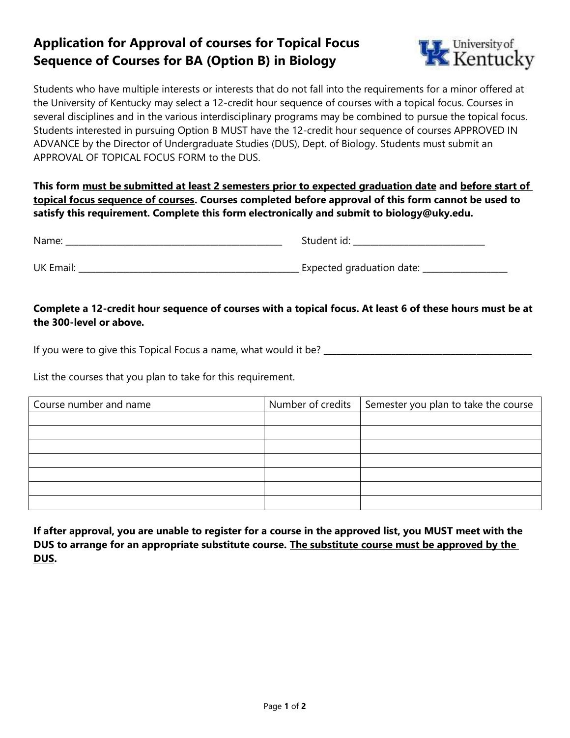# Application for Approval of courses for Topical Focus Sequence of Courses for BA (Option B) in Biology

University of Kentucky

Students who have multiple interests or interests that do not fall into the requirements for a minor offered at the University of Kentucky may select a 12-credit hour sequence of courses with a topical focus. Courses in several disciplines and in the various interdisciplinary programs may be combined to pursue the topical focus. Students interested in pursuing Option B MUST have the 12-credit hour sequence of courses APPROVED IN ADVANCE by the Director of Undergraduate Studies (DUS), Dept. of Biology. Students must submit an APPROVAL OF TOPICAL FOCUS FORM to the DUS.

**This form <u>must be submitted at least 2 semesters prior to expected graduation date</u> and <u>before start of topical focus sequence of courses</u>. Courses completed before approval of this form cannot be used to satisfy this requirement. Complete this form electronically and submit to biology@uky.edu.**

Name: ______________________________ Student id: ______________________________

UK Email: ______________________________ Expected graduation date: ____________________

**Complete a 12-credit hour sequence of courses with a topical focus. At least 6 of these hours must be at the 300-level or above.**

If you were to give this Topical Focus a name, what would it be? ______________________________

List the courses that you plan to take for this requirement.

| Course number and name | Number of credits | Semester you plan to take the course |
|---|---|---|
| | | |
| | | |
| | | |
| | | |
| | | |
| | | |
| | | |

**If after approval, you are unable to register for a course in the approved list, you MUST meet with the DUS to arrange for an appropriate substitute course. <u>The substitute course must be approved by the DUS</u>.**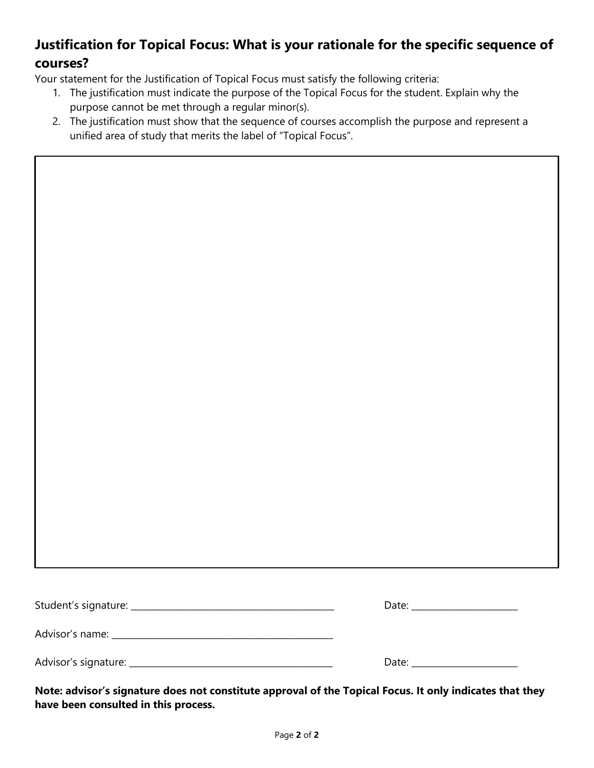## Justification for Topical Focus: What is your rationale for the specific sequence of courses?

Your statement for the Justification of Topical Focus must satisfy the following criteria:

1. The justification must indicate the purpose of the Topical Focus for the student. Explain why the purpose cannot be met through a regular minor(s).
2. The justification must show that the sequence of courses accomplish the purpose and represent a unified area of study that merits the label of "Topical Focus".

| |
|---|
| |

Student's signature: ____________________________________________ Date: ______________________

Advisor's name: ________________________________________________

Advisor's signature: ____________________________________________ Date: ______________________

**Note: advisor's signature does not constitute approval of the Topical Focus. It only indicates that they have been consulted in this process.**